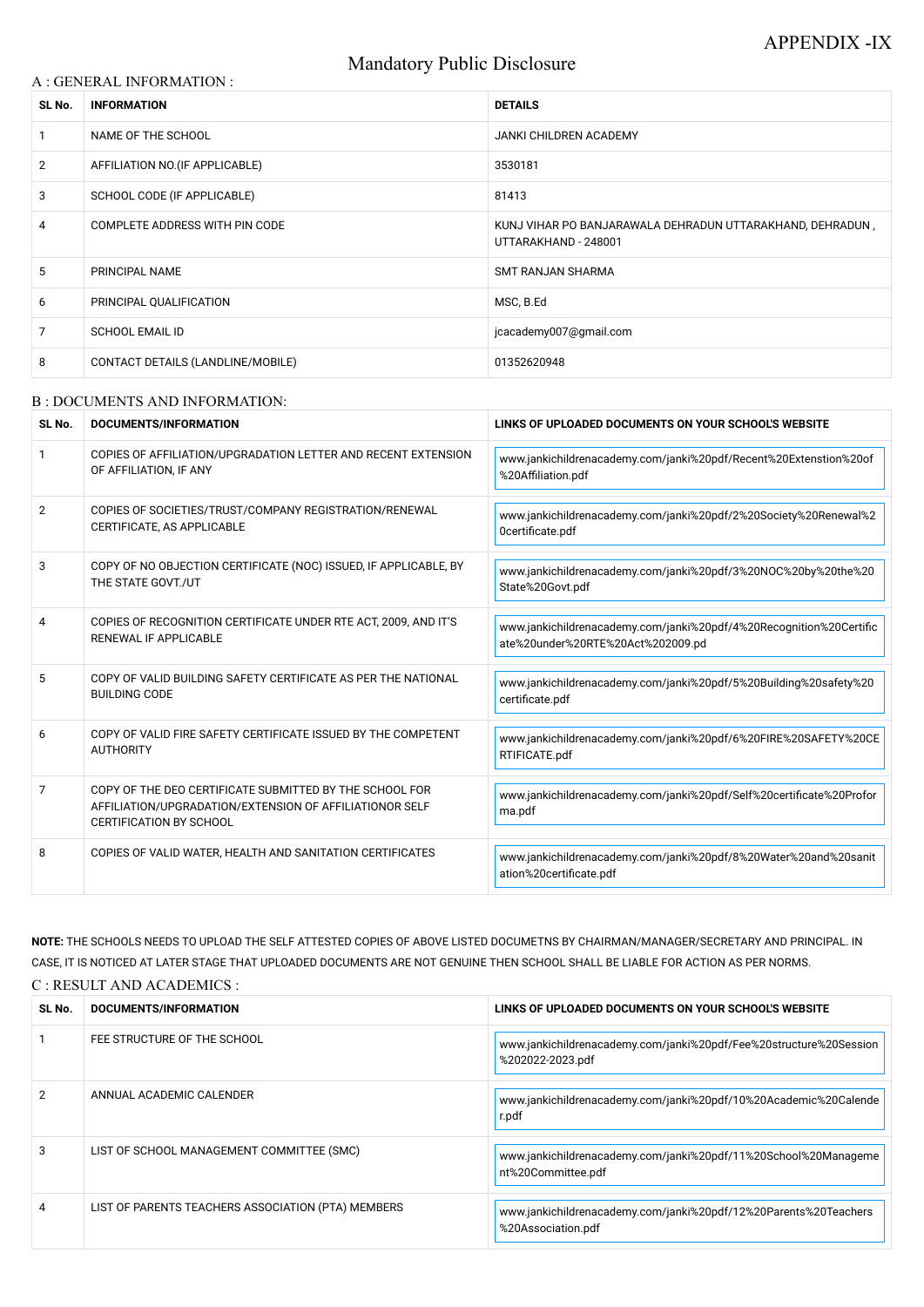APPENDIX -IX

# Mandatory Public Disclosure

## A : GENERAL INFORMATION :

| SL No. | INFORMATION | DETAILS |
|---|---|---|
| 1 | NAME OF THE SCHOOL | JANKI CHILDREN ACADEMY |
| 2 | AFFILIATION NO.(IF APPLICABLE) | 3530181 |
| 3 | SCHOOL CODE (IF APPLICABLE) | 81413 |
| 4 | COMPLETE ADDRESS WITH PIN CODE | KUNJ VIHAR PO BANJARAWALA DEHRADUN UTTARAKHAND, DEHRADUN , UTTARAKHAND - 248001 |
| 5 | PRINCIPAL NAME | SMT RANJAN SHARMA |
| 6 | PRINCIPAL QUALIFICATION | MSC, B.Ed |
| 7 | SCHOOL EMAIL ID | jcacademy007@gmail.com |
| 8 | CONTACT DETAILS (LANDLINE/MOBILE) | 01352620948 |

## B : DOCUMENTS AND INFORMATION:

| SL No. | DOCUMENTS/INFORMATION | LINKS OF UPLOADED DOCUMENTS ON YOUR SCHOOL'S WEBSITE |
|---|---|---|
| 1 | COPIES OF AFFILIATION/UPGRADATION LETTER AND RECENT EXTENSION OF AFFILIATION, IF ANY | www.jankichildrenacademy.com/janki%20pdf/Recent%20Extenstion%20of%20Affiliation.pdf |
| 2 | COPIES OF SOCIETIES/TRUST/COMPANY REGISTRATION/RENEWAL CERTIFICATE, AS APPLICABLE | www.jankichildrenacademy.com/janki%20pdf/2%20Society%20Renewal%20certificate.pdf |
| 3 | COPY OF NO OBJECTION CERTIFICATE (NOC) ISSUED, IF APPLICABLE, BY THE STATE GOVT./UT | www.jankichildrenacademy.com/janki%20pdf/3%20NOC%20by%20the%20State%20Govt.pdf |
| 4 | COPIES OF RECOGNITION CERTIFICATE UNDER RTE ACT, 2009, AND IT'S RENEWAL IF APPLICABLE | www.jankichildrenacademy.com/janki%20pdf/4%20Recognition%20Certificate%20under%20RTE%20Act%202009.pd |
| 5 | COPY OF VALID BUILDING SAFETY CERTIFICATE AS PER THE NATIONAL BUILDING CODE | www.jankichildrenacademy.com/janki%20pdf/5%20Building%20safety%20certificate.pdf |
| 6 | COPY OF VALID FIRE SAFETY CERTIFICATE ISSUED BY THE COMPETENT AUTHORITY | www.jankichildrenacademy.com/janki%20pdf/6%20FIRE%20SAFETY%20CERTIFICATE.pdf |
| 7 | COPY OF THE DEO CERTIFICATE SUBMITTED BY THE SCHOOL FOR AFFILIATION/UPGRADATION/EXTENSION OF AFFILIATIONOR SELF CERTIFICATION BY SCHOOL | www.jankichildrenacademy.com/janki%20pdf/Self%20certificate%20Proforma.pdf |
| 8 | COPIES OF VALID WATER, HEALTH AND SANITATION CERTIFICATES | www.jankichildrenacademy.com/janki%20pdf/8%20Water%20and%20sanitation%20certificate.pdf |

**NOTE:** THE SCHOOLS NEEDS TO UPLOAD THE SELF ATTESTED COPIES OF ABOVE LISTED DOCUMETNS BY CHAIRMAN/MANAGER/SECRETARY AND PRINCIPAL. IN CASE, IT IS NOTICED AT LATER STAGE THAT UPLOADED DOCUMENTS ARE NOT GENUINE THEN SCHOOL SHALL BE LIABLE FOR ACTION AS PER NORMS.

## C : RESULT AND ACADEMICS :

| SL No. | DOCUMENTS/INFORMATION | LINKS OF UPLOADED DOCUMENTS ON YOUR SCHOOL'S WEBSITE |
|---|---|---|
| 1 | FEE STRUCTURE OF THE SCHOOL | www.jankichildrenacademy.com/janki%20pdf/Fee%20structure%20Session%202022-2023.pdf |
| 2 | ANNUAL ACADEMIC CALENDER | www.jankichildrenacademy.com/janki%20pdf/10%20Academic%20Calender.pdf |
| 3 | LIST OF SCHOOL MANAGEMENT COMMITTEE (SMC) | www.jankichildrenacademy.com/janki%20pdf/11%20School%20Management%20Committee.pdf |
| 4 | LIST OF PARENTS TEACHERS ASSOCIATION (PTA) MEMBERS | www.jankichildrenacademy.com/janki%20pdf/12%20Parents%20Teachers%20Association.pdf |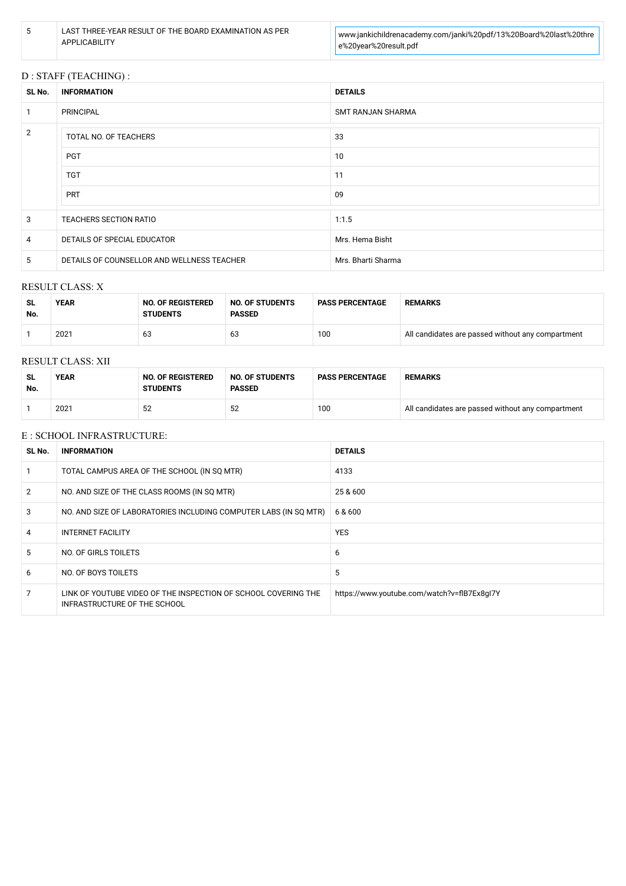| | | |
|---|---|---|
| 5 | LAST THREE-YEAR RESULT OF THE BOARD EXAMINATION AS PER APPLICABILITY | www.jankichildrenacademy.com/janki%20pdf/13%20Board%20last%20three%20year%20result.pdf |

## D : STAFF (TEACHING) :

| SL No. | INFORMATION | | DETAILS |
|---|---|---|---|
| 1 | PRINCIPAL | | SMT RANJAN SHARMA |
| 2 | TOTAL NO. OF TEACHERS | | 33 |
| | PGT | | 10 |
| | TGT | | 11 |
| | PRT | | 09 |
| 3 | TEACHERS SECTION RATIO | | 1:1.5 |
| 4 | DETAILS OF SPECIAL EDUCATOR | | Mrs. Hema Bisht |
| 5 | DETAILS OF COUNSELLOR AND WELLNESS TEACHER | | Mrs. Bharti Sharma |

## RESULT CLASS: X

| SL No. | YEAR | NO. OF REGISTERED STUDENTS | NO. OF STUDENTS PASSED | PASS PERCENTAGE | REMARKS |
|---|---|---|---|---|---|
| 1 | 2021 | 63 | 63 | 100 | All candidates are passed without any compartment |

## RESULT CLASS: XII

| SL No. | YEAR | NO. OF REGISTERED STUDENTS | NO. OF STUDENTS PASSED | PASS PERCENTAGE | REMARKS |
|---|---|---|---|---|---|
| 1 | 2021 | 52 | 52 | 100 | All candidates are passed without any compartment |

## E : SCHOOL INFRASTRUCTURE:

| SL No. | INFORMATION | DETAILS |
|---|---|---|
| 1 | TOTAL CAMPUS AREA OF THE SCHOOL (IN SQ MTR) | 4133 |
| 2 | NO. AND SIZE OF THE CLASS ROOMS (IN SQ MTR) | 25 & 600 |
| 3 | NO. AND SIZE OF LABORATORIES INCLUDING COMPUTER LABS (IN SQ MTR) | 6 & 600 |
| 4 | INTERNET FACILITY | YES |
| 5 | NO. OF GIRLS TOILETS | 6 |
| 6 | NO. OF BOYS TOILETS | 5 |
| 7 | LINK OF YOUTUBE VIDEO OF THE INSPECTION OF SCHOOL COVERING THE INFRASTRUCTURE OF THE SCHOOL | https://www.youtube.com/watch?v=flB7Ex8gI7Y |